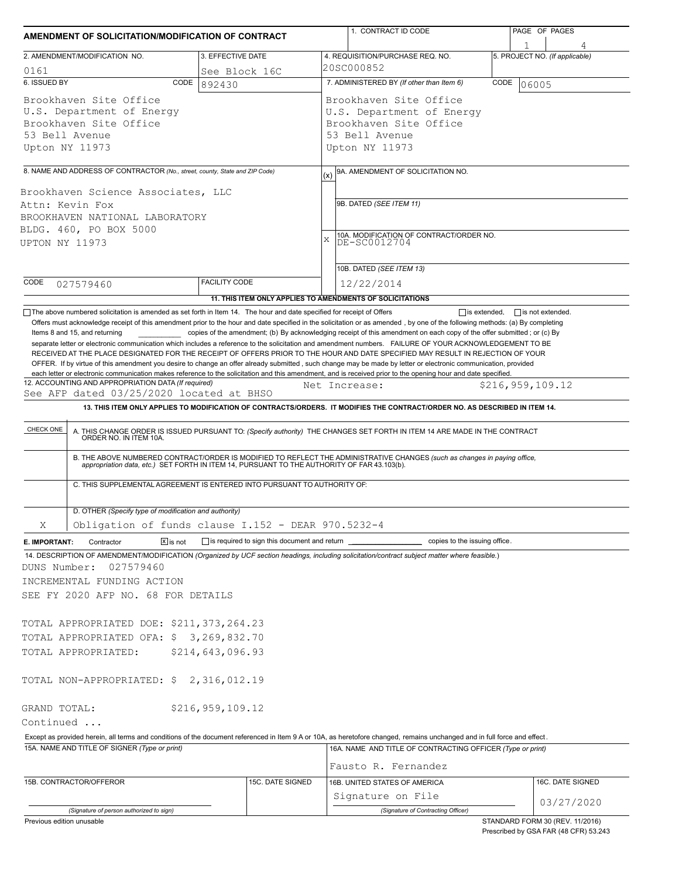# AMENDMENT OF SOLICITATION/MODIFICATION OF CONTRACT

| 1. CONTRACT ID CODE | PAGE OF PAGES |
|---|---|
| | 1 / 4 |

| 2. AMENDMENT/MODIFICATION NO. | 3. EFFECTIVE DATE | 4. REQUISITION/PURCHASE REQ. NO. | 5. PROJECT NO. (If applicable) |
|---|---|---|---|
| 0161 | See Block 16C | 20SC000852 | |

**6. ISSUED BY** CODE 892430

Brookhaven Site Office
U.S. Department of Energy
Brookhaven Site Office
53 Bell Avenue
Upton NY 11973

**7. ADMINISTERED BY** (If other than Item 6) CODE 06005

Brookhaven Site Office
U.S. Department of Energy
Brookhaven Site Office
53 Bell Avenue
Upton NY 11973

**8. NAME AND ADDRESS OF CONTRACTOR** (No., street, county, State and ZIP Code)

Brookhaven Science Associates, LLC
Attn: Kevin Fox
BROOKHAVEN NATIONAL LABORATORY
BLDG. 460, PO BOX 5000
UPTON NY 11973

CODE 027579460 FACILITY CODE

(x) 9A. AMENDMENT OF SOLICITATION NO.

9B. DATED (SEE ITEM 11)

X 10A. MODIFICATION OF CONTRACT/ORDER NO.
DE-SC0012704

10B. DATED (SEE ITEM 13)
12/22/2014

**11. THIS ITEM ONLY APPLIES TO AMENDMENTS OF SOLICITATIONS**

☐ The above numbered solicitation is amended as set forth in Item 14. The hour and date specified for receipt of Offers ☐ is extended, ☐ is not extended.
Offers must acknowledge receipt of this amendment prior to the hour and date specified in the solicitation or as amended , by one of the following methods: (a) By completing Items 8 and 15, and returning __________ copies of the amendment; (b) By acknowledging receipt of this amendment on each copy of the offer submitted ; or (c) By separate letter or electronic communication which includes a reference to the solicitation and amendment numbers. FAILURE OF YOUR ACKNOWLEDGEMENT TO BE RECEIVED AT THE PLACE DESIGNATED FOR THE RECEIPT OF OFFERS PRIOR TO THE HOUR AND DATE SPECIFIED MAY RESULT IN REJECTION OF YOUR OFFER. If by virtue of this amendment you desire to change an offer already submitted , such change may be made by letter or electronic communication, provided each letter or electronic communication makes reference to the solicitation and this amendment, and is received prior to the opening hour and date specified.

**12. ACCOUNTING AND APPROPRIATION DATA** (If required)
See AFP dated 03/25/2020 located at BHSO    Net Increase: $216,959,109.12

**13. THIS ITEM ONLY APPLIES TO MODIFICATION OF CONTRACTS/ORDERS. IT MODIFIES THE CONTRACT/ORDER NO. AS DESCRIBED IN ITEM 14.**

| CHECK ONE | |
|---|---|
| | A. THIS CHANGE ORDER IS ISSUED PURSUANT TO: (Specify authority) THE CHANGES SET FORTH IN ITEM 14 ARE MADE IN THE CONTRACT ORDER NO. IN ITEM 10A. |
| | B. THE ABOVE NUMBERED CONTRACT/ORDER IS MODIFIED TO REFLECT THE ADMINISTRATIVE CHANGES (such as changes in paying office, appropriation data, etc.) SET FORTH IN ITEM 14, PURSUANT TO THE AUTHORITY OF FAR 43.103(b). |
| | C. THIS SUPPLEMENTAL AGREEMENT IS ENTERED INTO PURSUANT TO AUTHORITY OF: |
| X | D. OTHER (Specify type of modification and authority) Obligation of funds clause I.152 - DEAR 970.5232-4 |

**E. IMPORTANT:** Contractor ☒ is not ☐ is required to sign this document and return __________ copies to the issuing office.

**14. DESCRIPTION OF AMENDMENT/MODIFICATION** (Organized by UCF section headings, including solicitation/contract subject matter where feasible.)

DUNS Number: 027579460
INCREMENTAL FUNDING ACTION
SEE FY 2020 AFP NO. 68 FOR DETAILS

TOTAL APPROPRIATED DOE: $211,373,264.23
TOTAL APPROPRIATED OFA: $ 3,269,832.70
TOTAL APPROPRIATED: $214,643,096.93

TOTAL NON-APPROPRIATED: $ 2,316,012.19

GRAND TOTAL: $216,959,109.12
Continued ...

Except as provided herein, all terms and conditions of the document referenced in Item 9 A or 10A, as heretofore changed, remains unchanged and in full force and effect.

| 15A. NAME AND TITLE OF SIGNER (Type or print) | | 16A. NAME AND TITLE OF CONTRACTING OFFICER (Type or print) | |
|---|---|---|---|
| | | Fausto R. Fernandez | |
| 15B. CONTRACTOR/OFFEROR | 15C. DATE SIGNED | 16B. UNITED STATES OF AMERICA | 16C. DATE SIGNED |
| (Signature of person authorized to sign) | | Signature on File (Signature of Contracting Officer) | 03/27/2020 |

Previous edition unusable    STANDARD FORM 30 (REV. 11/2016) Prescribed by GSA FAR (48 CFR) 53.243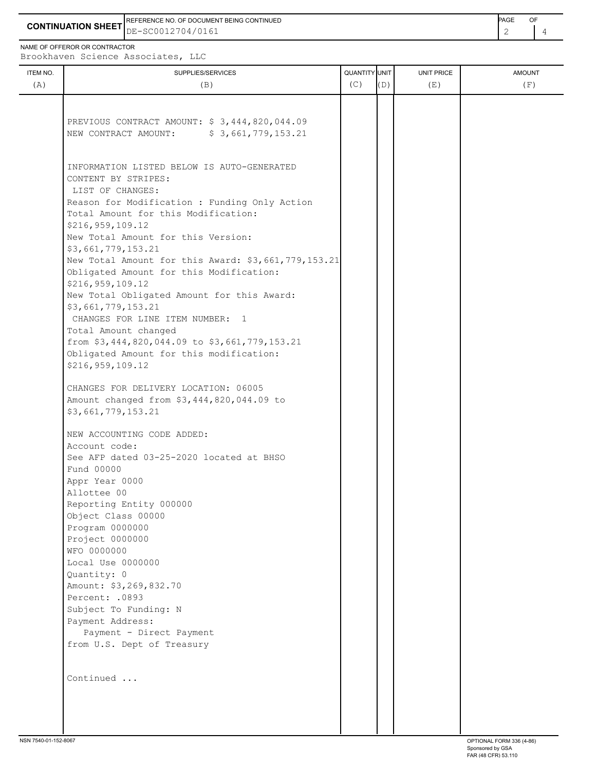**CONTINUATION SHEET**

REFERENCE NO. OF DOCUMENT BEING CONTINUED: DE-SC0012704/0161

NAME OF OFFEROR OR CONTRACTOR: Brookhaven Science Associates, LLC

| ITEM NO. (A) | SUPPLIES/SERVICES (B) | QUANTITY (C) | UNIT (D) | UNIT PRICE (E) | AMOUNT (F) |
|---|---|---|---|---|---|
| | PREVIOUS CONTRACT AMOUNT: $ 3,444,820,044.09<br>NEW CONTRACT AMOUNT: $ 3,661,779,153.21<br><br>INFORMATION LISTED BELOW IS AUTO-GENERATED CONTENT BY STRIPES:<br>LIST OF CHANGES:<br>Reason for Modification : Funding Only Action<br>Total Amount for this Modification: $216,959,109.12<br>New Total Amount for this Version: $3,661,779,153.21<br>New Total Amount for this Award: $3,661,779,153.21<br>Obligated Amount for this Modification: $216,959,109.12<br>New Total Obligated Amount for this Award: $3,661,779,153.21<br>CHANGES FOR LINE ITEM NUMBER: 1<br>Total Amount changed from $3,444,820,044.09 to $3,661,779,153.21<br>Obligated Amount for this modification: $216,959,109.12<br><br>CHANGES FOR DELIVERY LOCATION: 06005<br>Amount changed from $3,444,820,044.09 to $3,661,779,153.21<br><br>NEW ACCOUNTING CODE ADDED:<br>Account code:<br>See AFP dated 03-25-2020 located at BHSO<br>Fund 00000<br>Appr Year 0000<br>Allottee 00<br>Reporting Entity 000000<br>Object Class 00000<br>Program 0000000<br>Project 0000000<br>WFO 0000000<br>Local Use 0000000<br>Quantity: 0<br>Amount: $3,269,832.70<br>Percent: .0893<br>Subject To Funding: N<br>Payment Address:<br>Payment - Direct Payment from U.S. Dept of Treasury<br><br>Continued ... | | | | |

NSN 7540-01-152-8067

OPTIONAL FORM 336 (4-86)
Sponsored by GSA
FAR (48 CFR) 53.110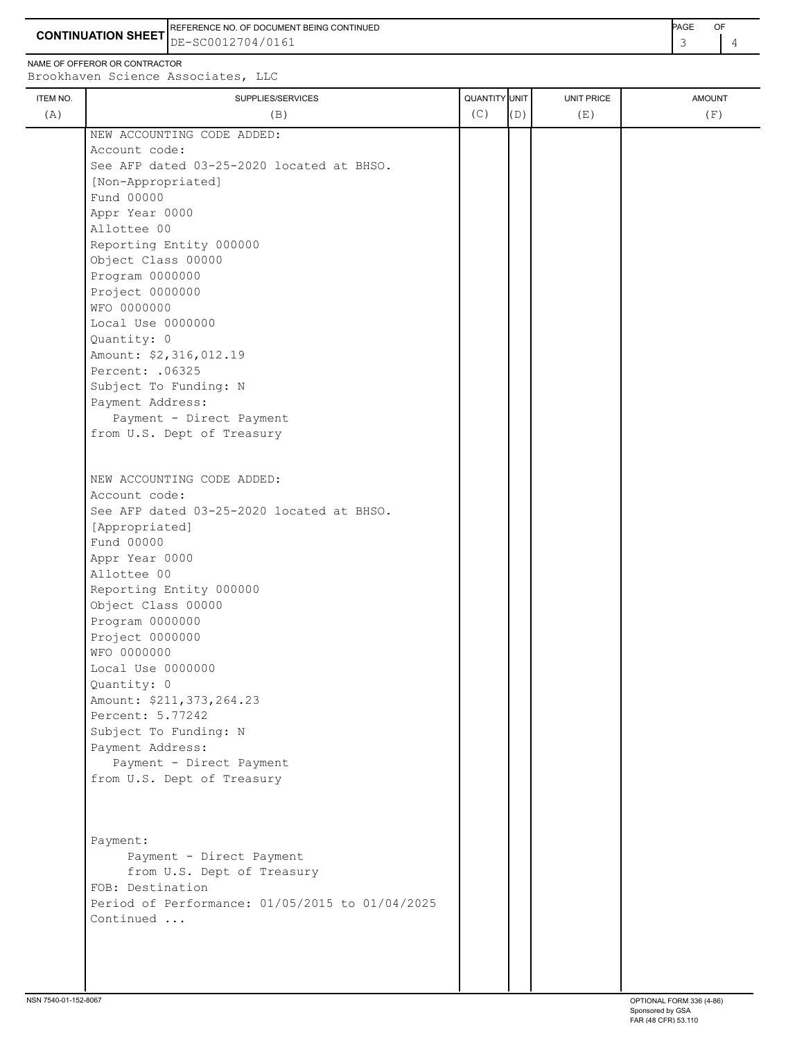**CONTINUATION SHEET**

REFERENCE NO. OF DOCUMENT BEING CONTINUED: DE-SC0012704/0161

NAME OF OFFEROR OR CONTRACTOR: Brookhaven Science Associates, LLC

| ITEM NO. (A) | SUPPLIES/SERVICES (B) | QUANTITY (C) | UNIT (D) | UNIT PRICE (E) | AMOUNT (F) |
|---|---|---|---|---|---|
| | NEW ACCOUNTING CODE ADDED:<br>Account code:<br>See AFP dated 03-25-2020 located at BHSO.<br>[Non-Appropriated]<br>Fund 00000<br>Appr Year 0000<br>Allottee 00<br>Reporting Entity 000000<br>Object Class 00000<br>Program 0000000<br>Project 0000000<br>WFO 0000000<br>Local Use 0000000<br>Quantity: 0<br>Amount: $2,316,012.19<br>Percent: .06325<br>Subject To Funding: N<br>Payment Address:<br>Payment - Direct Payment<br>from U.S. Dept of Treasury | | | | |
| | NEW ACCOUNTING CODE ADDED:<br>Account code:<br>See AFP dated 03-25-2020 located at BHSO.<br>[Appropriated]<br>Fund 00000<br>Appr Year 0000<br>Allottee 00<br>Reporting Entity 000000<br>Object Class 00000<br>Program 0000000<br>Project 0000000<br>WFO 0000000<br>Local Use 0000000<br>Quantity: 0<br>Amount: $211,373,264.23<br>Percent: 5.77242<br>Subject To Funding: N<br>Payment Address:<br>Payment - Direct Payment<br>from U.S. Dept of Treasury | | | | |
| | Payment:<br>Payment - Direct Payment<br>from U.S. Dept of Treasury<br>FOB: Destination<br>Period of Performance: 01/05/2015 to 01/04/2025<br>Continued ... | | | | |

NSN 7540-01-152-8067

OPTIONAL FORM 336 (4-86)
Sponsored by GSA
FAR (48 CFR) 53.110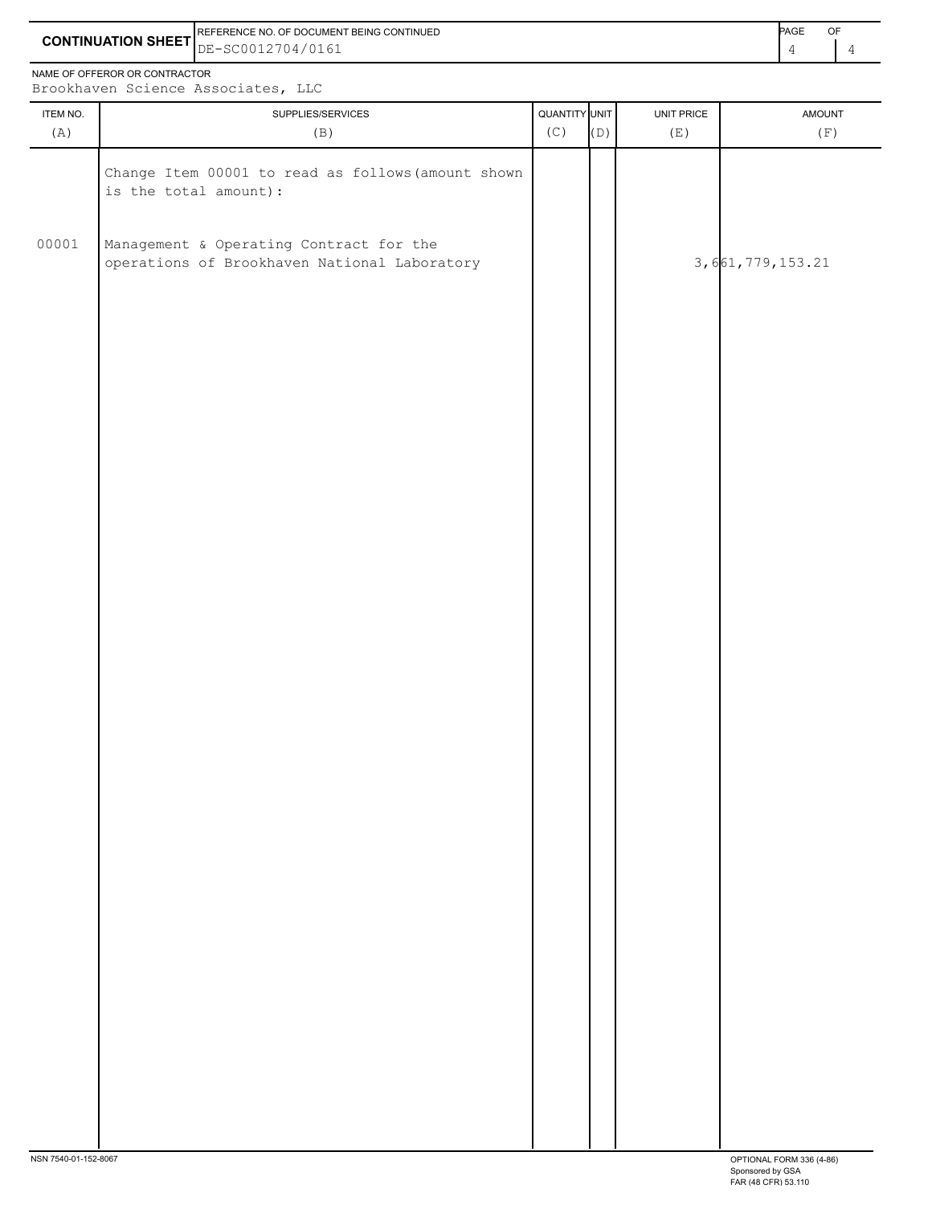**CONTINUATION SHEET**

REFERENCE NO. OF DOCUMENT BEING CONTINUED
DE-SC0012704/0161

NAME OF OFFEROR OR CONTRACTOR
Brookhaven Science Associates, LLC

| ITEM NO. (A) | SUPPLIES/SERVICES (B) | QUANTITY (C) | UNIT (D) | UNIT PRICE (E) | AMOUNT (F) |
|---|---|---|---|---|---|
| | Change Item 00001 to read as follows(amount shown is the total amount): | | | | |
| 00001 | Management & Operating Contract for the operations of Brookhaven National Laboratory | | | | 3,661,779,153.21 |

NSN 7540-01-152-8067

OPTIONAL FORM 336 (4-86)
Sponsored by GSA
FAR (48 CFR) 53.110